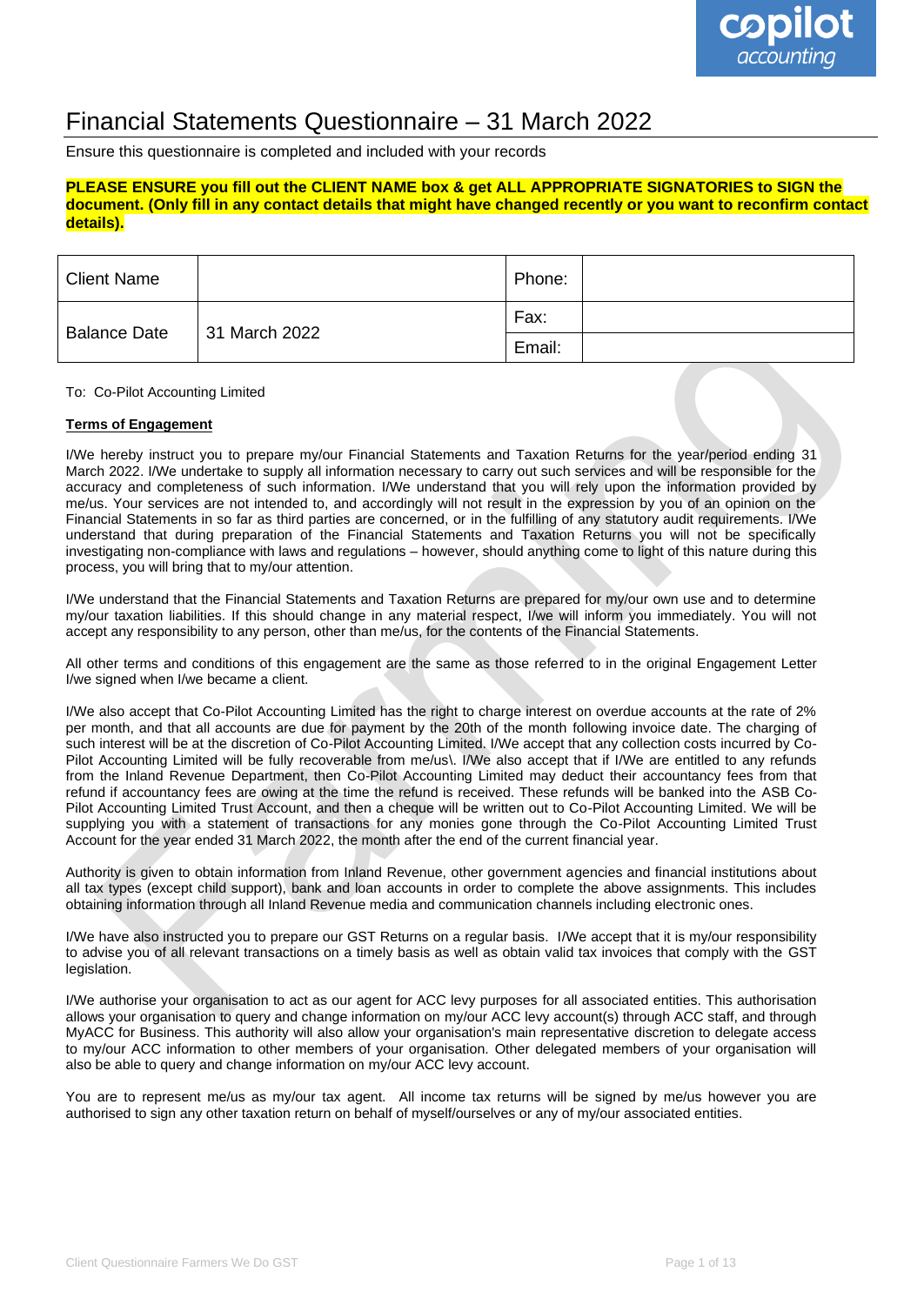# Financial Statements Questionnaire – 31 March 2022

Ensure this questionnaire is completed and included with your records

**PLEASE ENSURE you fill out the CLIENT NAME box & get ALL APPROPRIATE SIGNATORIES to SIGN the document. (Only fill in any contact details that might have changed recently or you want to reconfirm contact details).**

| Client Name | | Phone: | |
|---|---|---|---|
| Balance Date | 31 March 2022 | Fax: | |
| | | Email: | |

To: Co-Pilot Accounting Limited

**Terms of Engagement**

I/We hereby instruct you to prepare my/our Financial Statements and Taxation Returns for the year/period ending 31 March 2022. I/We undertake to supply all information necessary to carry out such services and will be responsible for the accuracy and completeness of such information. I/We understand that you will rely upon the information provided by me/us. Your services are not intended to, and accordingly will not result in the expression by you of an opinion on the Financial Statements in so far as third parties are concerned, or in the fulfilling of any statutory audit requirements. I/We understand that during preparation of the Financial Statements and Taxation Returns you will not be specifically investigating non-compliance with laws and regulations – however, should anything come to light of this nature during this process, you will bring that to my/our attention.

I/We understand that the Financial Statements and Taxation Returns are prepared for my/our own use and to determine my/our taxation liabilities. If this should change in any material respect, I/we will inform you immediately. You will not accept any responsibility to any person, other than me/us, for the contents of the Financial Statements.

All other terms and conditions of this engagement are the same as those referred to in the original Engagement Letter I/we signed when I/we became a client.

I/We also accept that Co-Pilot Accounting Limited has the right to charge interest on overdue accounts at the rate of 2% per month, and that all accounts are due for payment by the 20th of the month following invoice date. The charging of such interest will be at the discretion of Co-Pilot Accounting Limited. I/We accept that any collection costs incurred by Co-Pilot Accounting Limited will be fully recoverable from me/us\. I/We also accept that if I/We are entitled to any refunds from the Inland Revenue Department, then Co-Pilot Accounting Limited may deduct their accountancy fees from that refund if accountancy fees are owing at the time the refund is received. These refunds will be banked into the ASB Co-Pilot Accounting Limited Trust Account, and then a cheque will be written out to Co-Pilot Accounting Limited. We will be supplying you with a statement of transactions for any monies gone through the Co-Pilot Accounting Limited Trust Account for the year ended 31 March 2022, the month after the end of the current financial year.

Authority is given to obtain information from Inland Revenue, other government agencies and financial institutions about all tax types (except child support), bank and loan accounts in order to complete the above assignments. This includes obtaining information through all Inland Revenue media and communication channels including electronic ones.

I/We have also instructed you to prepare our GST Returns on a regular basis. I/We accept that it is my/our responsibility to advise you of all relevant transactions on a timely basis as well as obtain valid tax invoices that comply with the GST legislation.

I/We authorise your organisation to act as our agent for ACC levy purposes for all associated entities. This authorisation allows your organisation to query and change information on my/our ACC levy account(s) through ACC staff, and through MyACC for Business. This authority will also allow your organisation's main representative discretion to delegate access to my/our ACC information to other members of your organisation. Other delegated members of your organisation will also be able to query and change information on my/our ACC levy account.

You are to represent me/us as my/our tax agent. All income tax returns will be signed by me/us however you are authorised to sign any other taxation return on behalf of myself/ourselves or any of my/our associated entities.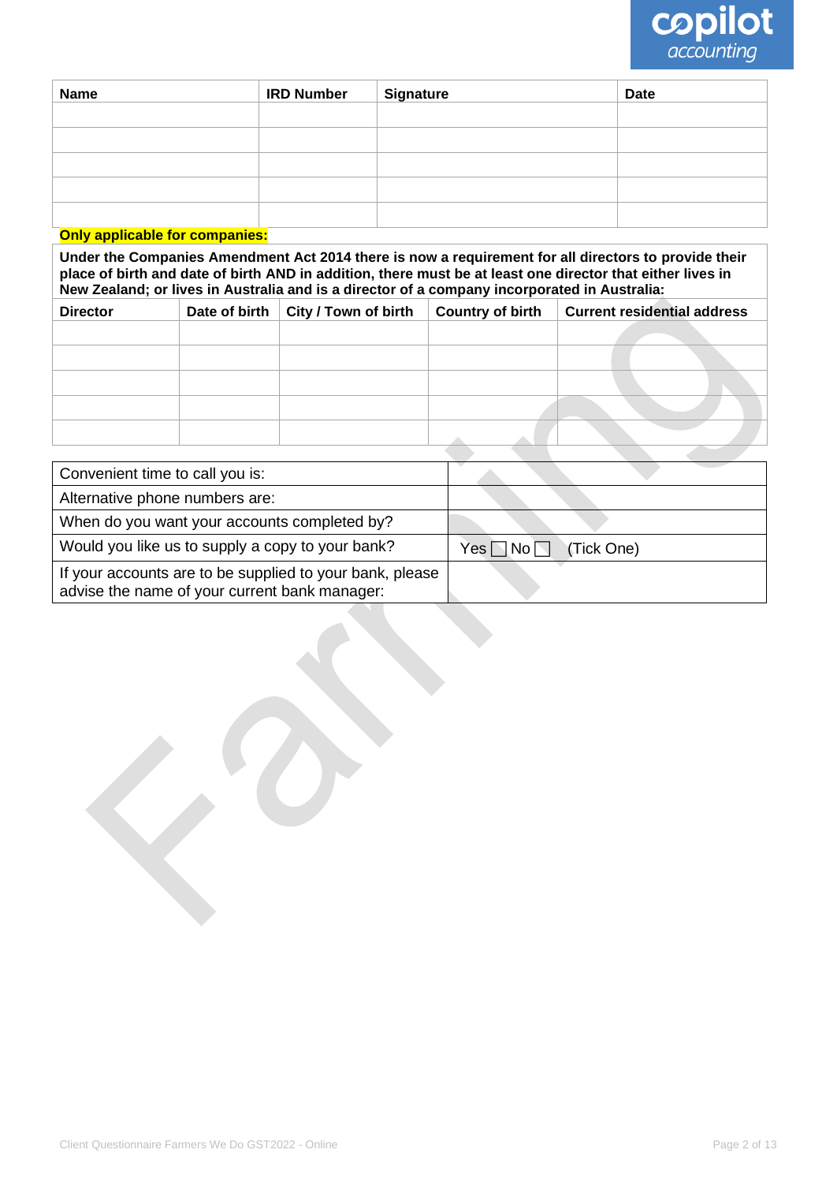| Name | IRD Number | Signature | Date |
|---|---|---|---|
| | | | |
| | | | |
| | | | |
| | | | |
| | | | |

**Only applicable for companies:**

**Under the Companies Amendment Act 2014 there is now a requirement for all directors to provide their place of birth and date of birth AND in addition, there must be at least one director that either lives in New Zealand; or lives in Australia and is a director of a company incorporated in Australia:**

| Director | Date of birth | City / Town of birth | Country of birth | Current residential address |
|---|---|---|---|---|
| | | | | |
| | | | | |
| | | | | |
| | | | | |
| | | | | |

| | |
|---|---|
| Convenient time to call you is: | |
| Alternative phone numbers are: | |
| When do you want your accounts completed by? | |
| Would you like us to supply a copy to your bank? | Yes ☐ No ☐ (Tick One) |
| If your accounts are to be supplied to your bank, please advise the name of your current bank manager: | |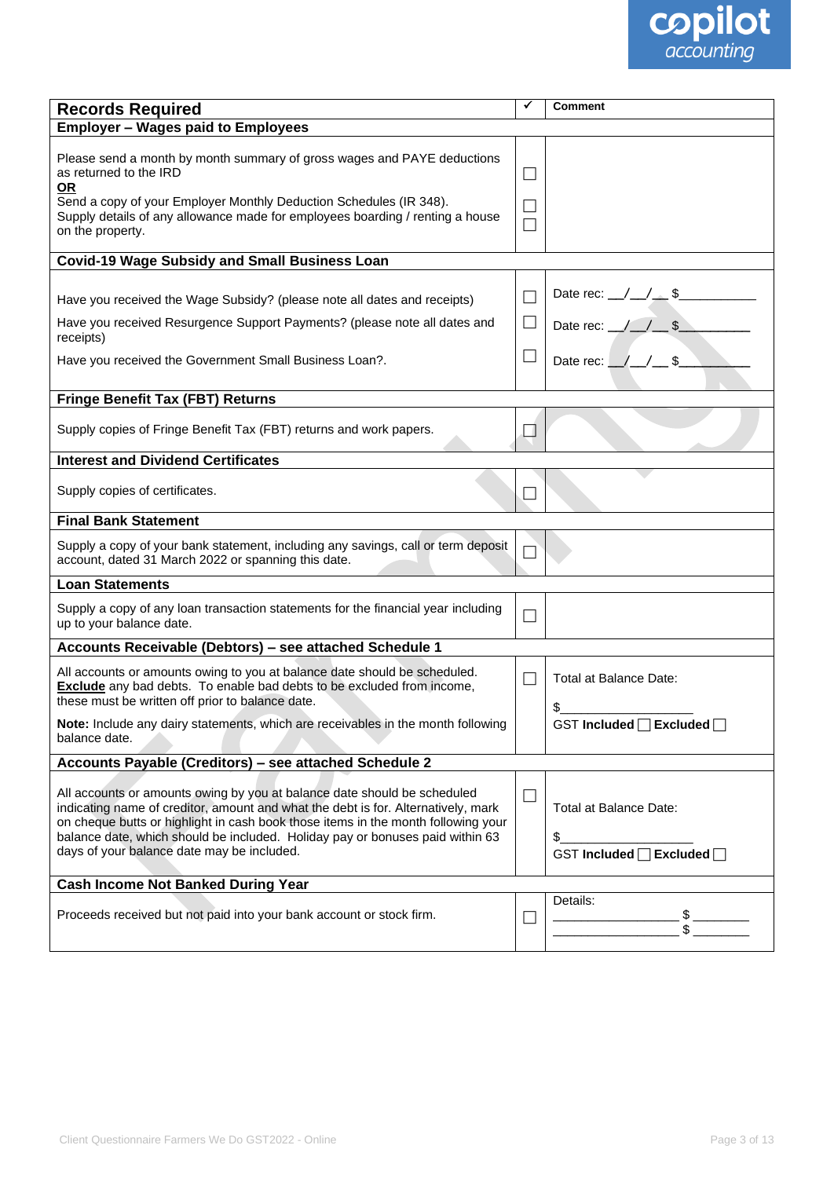| Records Required | ✓ | Comment |
|---|---|---|
| **Employer – Wages paid to Employees** | | |
| Please send a month by month summary of gross wages and PAYE deductions as returned to the IRD<br>**OR**<br>Send a copy of your Employer Monthly Deduction Schedules (IR 348).<br>Supply details of any allowance made for employees boarding / renting a house on the property. | ☐<br>☐<br>☐ | |
| **Covid-19 Wage Subsidy and Small Business Loan** | | |
| Have you received the Wage Subsidy? (please note all dates and receipts)<br>Have you received Resurgence Support Payments? (please note all dates and receipts)<br>Have you received the Government Small Business Loan?. | ☐<br>☐<br>☐ | Date rec: __/__/__ $__________<br>Date rec: __/__/__ $__________<br>Date rec: __/__/__ $__________ |
| **Fringe Benefit Tax (FBT) Returns** | | |
| Supply copies of Fringe Benefit Tax (FBT) returns and work papers. | ☐ | |
| **Interest and Dividend Certificates** | | |
| Supply copies of certificates. | ☐ | |
| **Final Bank Statement** | | |
| Supply a copy of your bank statement, including any savings, call or term deposit account, dated 31 March 2022 or spanning this date. | ☐ | |
| **Loan Statements** | | |
| Supply a copy of any loan transaction statements for the financial year including up to your balance date. | ☐ | |
| **Accounts Receivable (Debtors) – see attached Schedule 1** | | |
| All accounts or amounts owing to you at balance date should be scheduled. **Exclude** any bad debts. To enable bad debts to be excluded from income, these must be written off prior to balance date.<br>**Note:** Include any dairy statements, which are receivables in the month following balance date. | ☐ | Total at Balance Date:<br>$__________________<br>GST **Included** ☐ **Excluded** ☐ |
| **Accounts Payable (Creditors) – see attached Schedule 2** | | |
| All accounts or amounts owing by you at balance date should be scheduled indicating name of creditor, amount and what the debt is for. Alternatively, mark on cheque butts or highlight in cash book those items in the month following your balance date, which should be included. Holiday pay or bonuses paid within 63 days of your balance date may be included. | ☐ | Total at Balance Date:<br>$__________________<br>GST **Included** ☐ **Excluded** ☐ |
| **Cash Income Not Banked During Year** | | |
| Proceeds received but not paid into your bank account or stock firm. | ☐ | Details:<br>__________________ $ ________<br>__________________ $ ________ |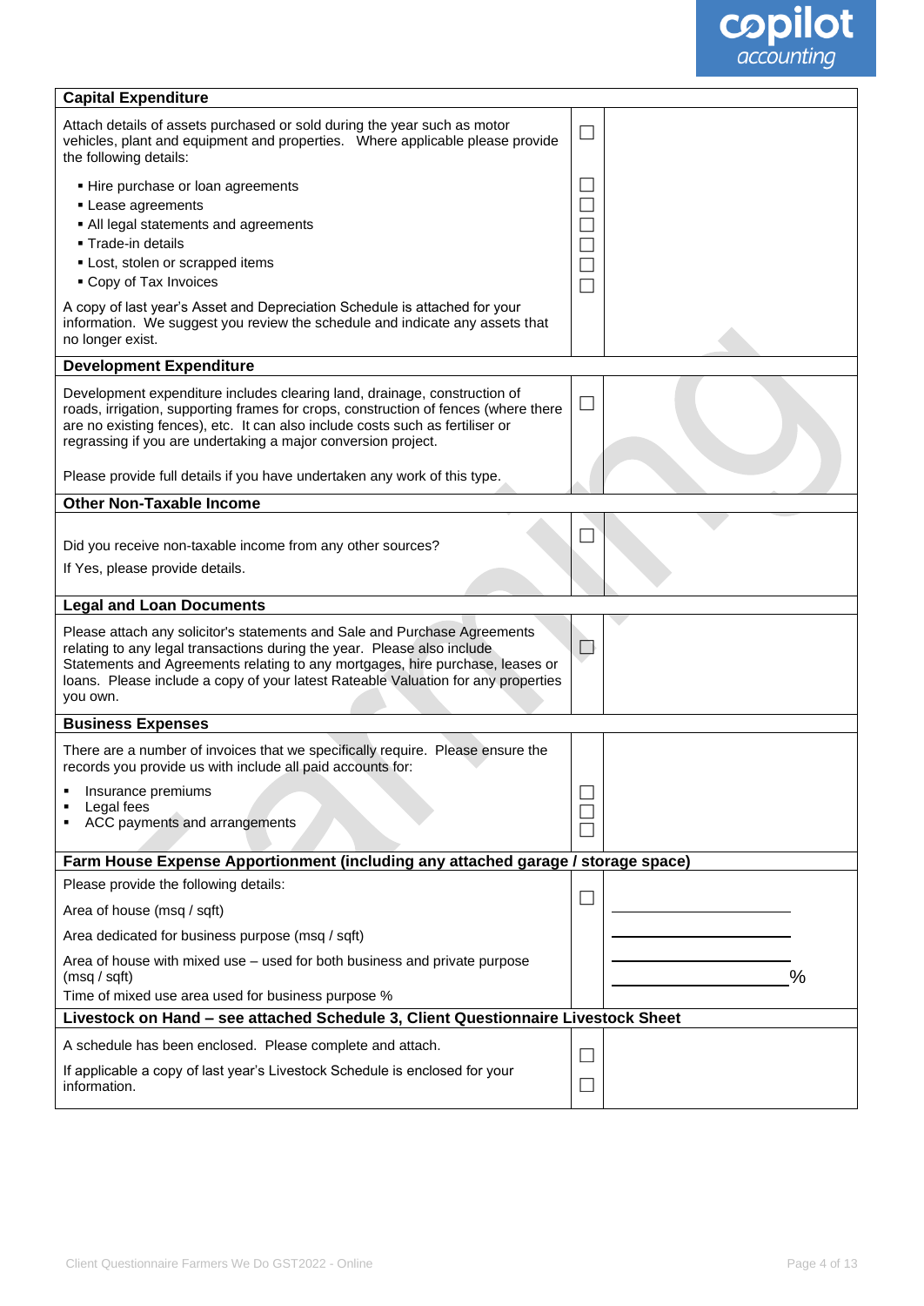| Capital Expenditure | | |
|---|---|---|
| Attach details of assets purchased or sold during the year such as motor vehicles, plant and equipment and properties. Where applicable please provide the following details: | ☐ | |
| ▪ Hire purchase or loan agreements<br>▪ Lease agreements<br>▪ All legal statements and agreements<br>▪ Trade-in details<br>▪ Lost, stolen or scrapped items<br>▪ Copy of Tax Invoices | ☐<br>☐<br>☐<br>☐<br>☐<br>☐ | |
| A copy of last year's Asset and Depreciation Schedule is attached for your information. We suggest you review the schedule and indicate any assets that no longer exist. | | |
| **Development Expenditure** | | |
| Development expenditure includes clearing land, drainage, construction of roads, irrigation, supporting frames for crops, construction of fences (where there are no existing fences), etc. It can also include costs such as fertiliser or regrassing if you are undertaking a major conversion project.<br><br>Please provide full details if you have undertaken any work of this type. | ☐ | |
| **Other Non-Taxable Income** | | |
| Did you receive non-taxable income from any other sources?<br><br>If Yes, please provide details. | ☐ | |
| **Legal and Loan Documents** | | |
| Please attach any solicitor's statements and Sale and Purchase Agreements relating to any legal transactions during the year. Please also include Statements and Agreements relating to any mortgages, hire purchase, leases or loans. Please include a copy of your latest Rateable Valuation for any properties you own. | ☐ | |
| **Business Expenses** | | |
| There are a number of invoices that we specifically require. Please ensure the records you provide us with include all paid accounts for: | | |
| ▪ Insurance premiums<br>▪ Legal fees<br>▪ ACC payments and arrangements | ☐<br>☐<br>☐ | |
| **Farm House Expense Apportionment (including any attached garage / storage space)** | | |
| Please provide the following details: | ☐ | |
| Area of house (msq / sqft) | | ____________ |
| Area dedicated for business purpose (msq / sqft) | | ____________ |
| Area of house with mixed use – used for both business and private purpose (msq / sqft) | | ____________ |
| Time of mixed use area used for business purpose % | | ____________ % |
| **Livestock on Hand – see attached Schedule 3, Client Questionnaire Livestock Sheet** | | |
| A schedule has been enclosed. Please complete and attach. | ☐ | |
| If applicable a copy of last year's Livestock Schedule is enclosed for your information. | ☐ | |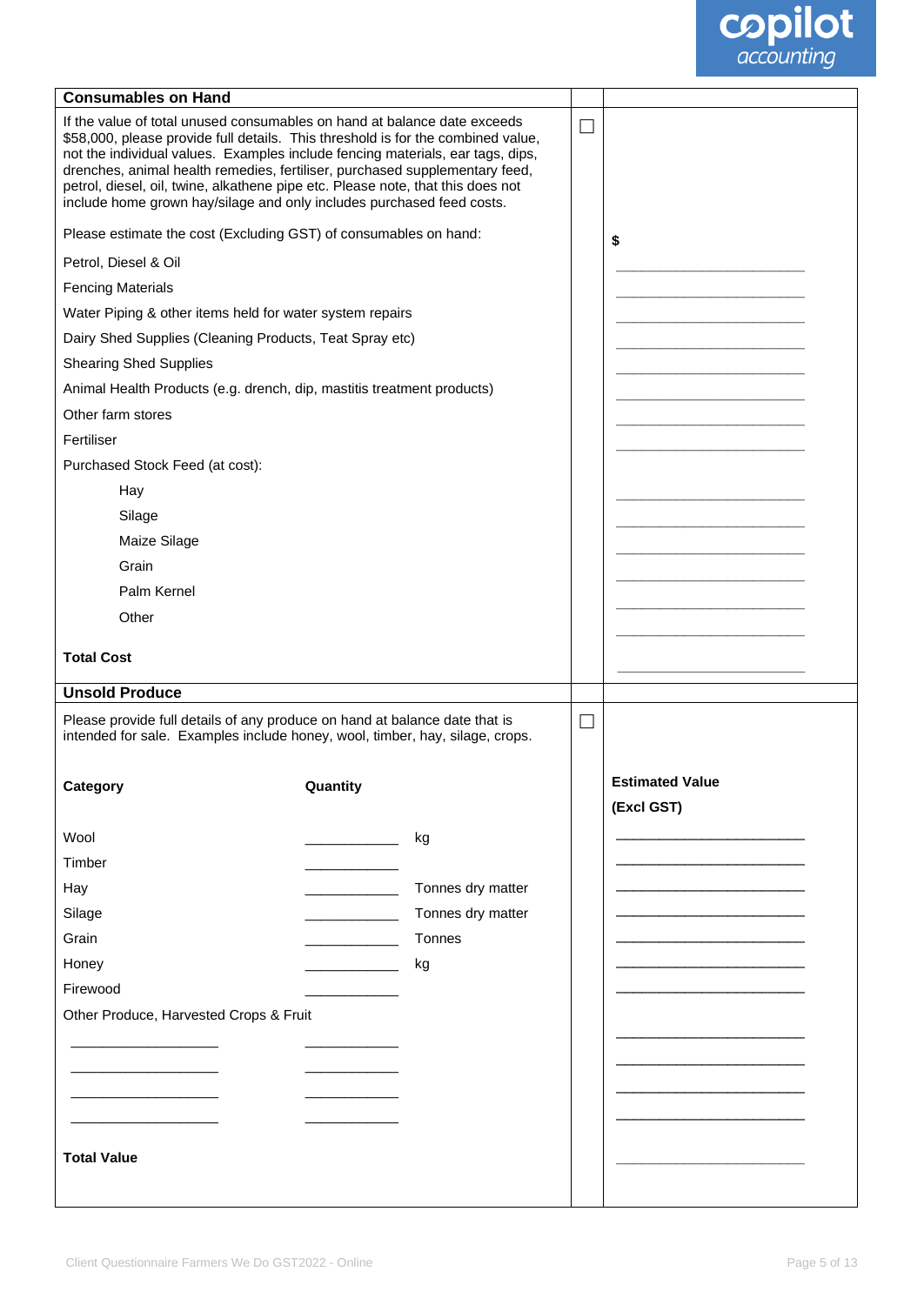## Consumables on Hand

☐

If the value of total unused consumables on hand at balance date exceeds $58,000, please provide full details. This threshold is for the combined value, not the individual values. Examples include fencing materials, ear tags, dips, drenches, animal health remedies, fertiliser, purchased supplementary feed, petrol, diesel, oil, twine, alkathene pipe etc. Please note, that this does not include home grown hay/silage and only includes purchased feed costs.

Please estimate the cost (Excluding GST) of consumables on hand:

| Item | $ |
|---|---|
| Petrol, Diesel & Oil | ______________ |
| Fencing Materials | ______________ |
| Water Piping & other items held for water system repairs | ______________ |
| Dairy Shed Supplies (Cleaning Products, Teat Spray etc) | ______________ |
| Shearing Shed Supplies | ______________ |
| Animal Health Products (e.g. drench, dip, mastitis treatment products) | ______________ |
| Other farm stores | ______________ |
| Fertiliser | ______________ |
| Purchased Stock Feed (at cost): | |
| Hay | ______________ |
| Silage | ______________ |
| Maize Silage | ______________ |
| Grain | ______________ |
| Palm Kernel | ______________ |
| Other | ______________ |
| **Total Cost** | ______________ |

## Unsold Produce

☐

Please provide full details of any produce on hand at balance date that is intended for sale. Examples include honey, wool, timber, hay, silage, crops.

| **Category** | **Quantity** | | **Estimated Value (Excl GST)** |
|---|---|---|---|
| Wool | __________ | kg | ______________ |
| Timber | __________ | | ______________ |
| Hay | __________ | Tonnes dry matter | ______________ |
| Silage | __________ | Tonnes dry matter | ______________ |
| Grain | __________ | Tonnes | ______________ |
| Honey | __________ | kg | ______________ |
| Firewood | __________ | | ______________ |
| Other Produce, Harvested Crops & Fruit | | | |
| ______________ | __________ | | ______________ |
| ______________ | __________ | | ______________ |
| ______________ | __________ | | ______________ |
| ______________ | __________ | | ______________ |
| **Total Value** | | | ______________ |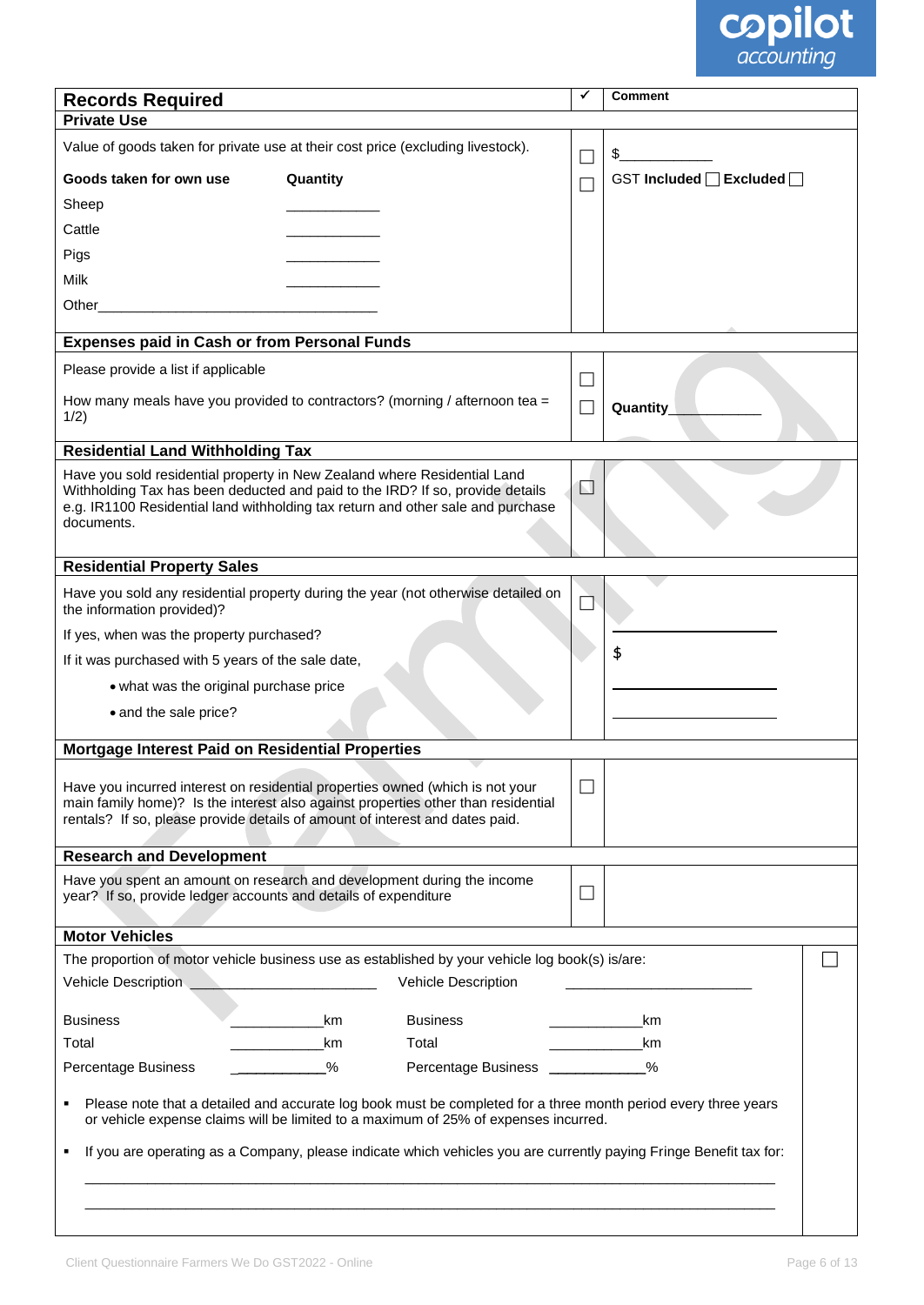| Records Required | ✓ | Comment |
|---|---|---|
| **Private Use** | | |
| Value of goods taken for private use at their cost price (excluding livestock). | ☐ | $___________ |
| **Goods taken for own use** / **Quantity** | ☐ | GST **Included** ☐ **Excluded** ☐ |
| Sheep ___________ | | |
| Cattle ___________ | | |
| Pigs ___________ | | |
| Milk ___________ | | |
| Other___________________________________ | | |
| **Expenses paid in Cash or from Personal Funds** | | |
| Please provide a list if applicable | ☐ | |
| How many meals have you provided to contractors? (morning / afternoon tea = 1/2) | ☐ | **Quantity**___________ |
| **Residential Land Withholding Tax** | | |
| Have you sold residential property in New Zealand where Residential Land Withholding Tax has been deducted and paid to the IRD? If so, provide details e.g. IR1100 Residential land withholding tax return and other sale and purchase documents. | ☐ | |
| **Residential Property Sales** | | |
| Have you sold any residential property during the year (not otherwise detailed on the information provided)? | ☐ | |
| If yes, when was the property purchased? | | ___________________ |
| If it was purchased with 5 years of the sale date, | | $ |
| • what was the original purchase price | | ___________________ |
| • and the sale price? | | ___________________ |
| **Mortgage Interest Paid on Residential Properties** | | |
| Have you incurred interest on residential properties owned (which is not your main family home)? Is the interest also against properties other than residential rentals? If so, please provide details of amount of interest and dates paid. | ☐ | |
| **Research and Development** | | |
| Have you spent an amount on research and development during the income year? If so, provide ledger accounts and details of expenditure | ☐ | |

**Motor Vehicles**

The proportion of motor vehicle business use as established by your vehicle log book(s) is/are: ☐

| Vehicle Description | ______________________ | Vehicle Description | ______________________ |
|---|---|---|---|
| Business | ____________km | Business | ____________km |
| Total | ____________km | Total | ____________km |
| Percentage Business | ____________% | Percentage Business | ____________% |

- Please note that a detailed and accurate log book must be completed for a three month period every three years or vehicle expense claims will be limited to a maximum of 25% of expenses incurred.
- If you are operating as a Company, please indicate which vehicles you are currently paying Fringe Benefit tax for:

______________________________________________________________________________

______________________________________________________________________________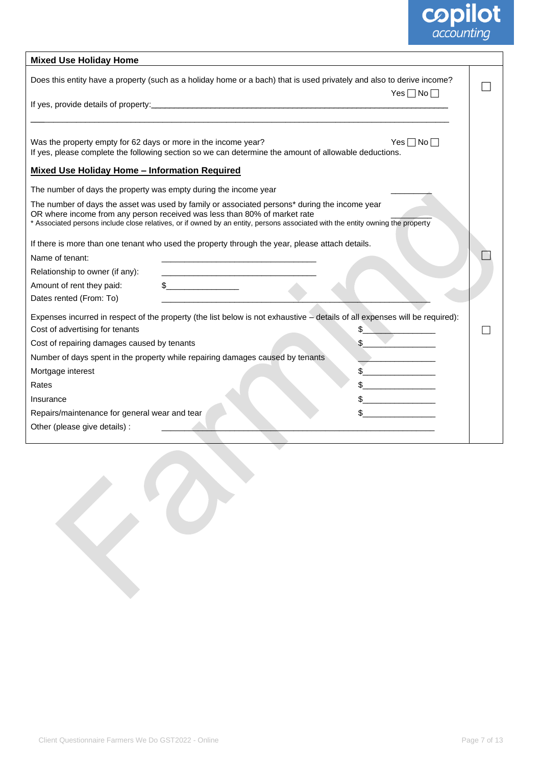## Mixed Use Holiday Home

Does this entity have a property (such as a holiday home or a bach) that is used privately and also to derive income? ☐

Yes ☐ No ☐

If yes, provide details of property:\_\_\_\_\_\_\_\_\_\_\_\_\_\_\_\_\_\_\_\_\_\_\_\_\_\_\_\_\_\_\_\_\_\_\_\_\_\_\_\_\_\_\_\_\_\_\_\_\_\_\_\_\_\_\_\_\_\_\_\_\_\_\_\_\_\_\_\_\_\_

\_\_\_\_\_\_\_\_\_\_\_\_\_\_\_\_\_\_\_\_\_\_\_\_\_\_\_\_\_\_\_\_\_\_\_\_\_\_\_\_\_\_\_\_\_\_\_\_\_\_\_\_\_\_\_\_\_\_\_\_\_\_\_\_\_\_\_\_\_\_\_\_\_\_\_\_\_\_\_\_\_\_\_\_\_\_\_\_

Was the property empty for 62 days or more in the income year? Yes ☐ No ☐

If yes, please complete the following section so we can determine the amount of allowable deductions.

### Mixed Use Holiday Home – Information Required

The number of days the property was empty during the income year \_\_\_\_\_\_\_\_\_

The number of days the asset was used by family or associated persons* during the income year OR where income from any person received was less than 80% of market rate \_\_\_\_\_\_\_\_\_

\* Associated persons include close relatives, or if owned by an entity, persons associated with the entity owning the property

If there is more than one tenant who used the property through the year, please attach details. ☐

Name of tenant: \_\_\_\_\_\_\_\_\_\_\_\_\_\_\_\_\_\_\_\_\_\_\_\_\_\_\_\_\_\_\_\_\_\_\_\_

Relationship to owner (if any): \_\_\_\_\_\_\_\_\_\_\_\_\_\_\_\_\_\_\_\_\_\_\_\_\_\_\_\_\_\_\_\_\_\_\_\_

Amount of rent they paid: $\_\_\_\_\_\_\_\_\_\_\_\_\_\_\_\_\_

Dates rented (From: To) \_\_\_\_\_\_\_\_\_\_\_\_\_\_\_\_\_\_\_\_\_\_\_\_\_\_\_\_\_\_\_\_\_\_\_\_\_\_\_\_\_\_\_\_\_\_\_\_\_\_\_\_\_\_\_\_\_\_\_\_

Expenses incurred in respect of the property (the list below is not exhaustive – details of all expenses will be required): ☐

| | |
|---|---|
| Cost of advertising for tenants | $\_\_\_\_\_\_\_\_\_\_\_\_\_\_\_\_ |
| Cost of repairing damages caused by tenants | $\_\_\_\_\_\_\_\_\_\_\_\_\_\_\_\_ |
| Number of days spent in the property while repairing damages caused by tenants | \_\_\_\_\_\_\_\_\_\_\_\_\_\_\_\_ |
| Mortgage interest | $\_\_\_\_\_\_\_\_\_\_\_\_\_\_\_\_ |
| Rates | $\_\_\_\_\_\_\_\_\_\_\_\_\_\_\_\_ |
| Insurance | $\_\_\_\_\_\_\_\_\_\_\_\_\_\_\_\_ |
| Repairs/maintenance for general wear and tear | $\_\_\_\_\_\_\_\_\_\_\_\_\_\_\_\_ |

Other (please give details) : \_\_\_\_\_\_\_\_\_\_\_\_\_\_\_\_\_\_\_\_\_\_\_\_\_\_\_\_\_\_\_\_\_\_\_\_\_\_\_\_\_\_\_\_\_\_\_\_\_\_\_\_\_\_\_\_\_\_\_\_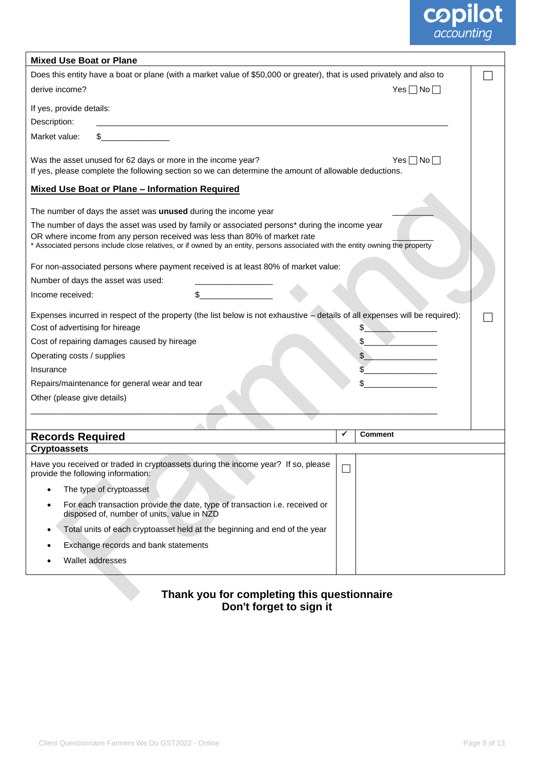## Mixed Use Boat or Plane

Does this entity have a boat or plane (with a market value of $50,000 or greater), that is used privately and also to derive income? Yes ☐ No ☐ ☐

If yes, provide details:

Description: ___________________________________________________________________________

Market value: $_______________

Was the asset unused for 62 days or more in the income year? Yes ☐ No ☐

If yes, please complete the following section so we can determine the amount of allowable deductions.

**Mixed Use Boat or Plane – Information Required**

The number of days the asset was **unused** during the income year _________

The number of days the asset was used by family or associated persons* during the income year OR where income from any person received was less than 80% of market rate _________

* Associated persons include close relatives, or if owned by an entity, persons associated with the entity owning the property

For non-associated persons where payment received is at least 80% of market value:

Number of days the asset was used: _________________

Income received: $_________________

Expenses incurred in respect of the property (the list below is not exhaustive – details of all expenses will be required): ☐

| | |
|---|---|
| Cost of advertising for hireage | $________________ |
| Cost of repairing damages caused by hireage | $________________ |
| Operating costs / supplies | $________________ |
| Insurance | $________________ |
| Repairs/maintenance for general wear and tear | $________________ |
| Other (please give details) | |

_________________________________________________________________________________________

## Records Required

| Cryptoassets | ✓ | Comment |
|---|---|---|
| Have you received or traded in cryptoassets during the income year? If so, please provide the following information:<br>• The type of cryptoasset<br>• For each transaction provide the date, type of transaction i.e. received or disposed of, number of units, value in NZD<br>• Total units of each cryptoasset held at the beginning and end of the year<br>• Exchange records and bank statements<br>• Wallet addresses | ☐ | |

**Thank you for completing this questionnaire**
**Don't forget to sign it**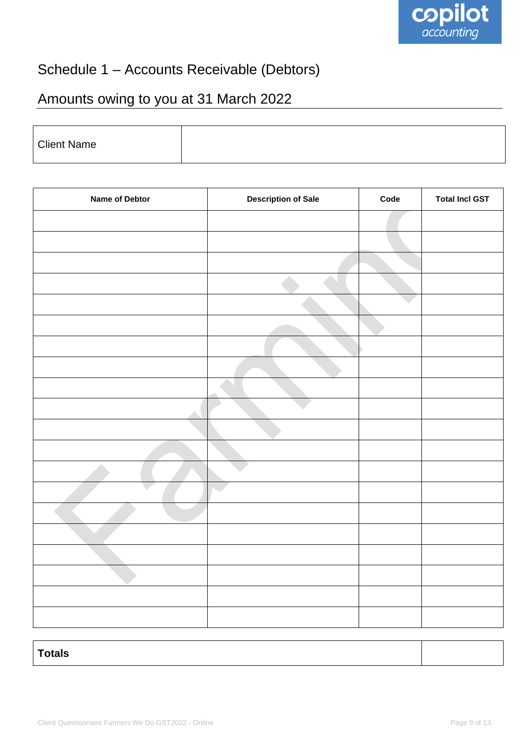# Schedule 1 – Accounts Receivable (Debtors)

## Amounts owing to you at 31 March 2022

| Client Name | |
|---|---|

| Name of Debtor | Description of Sale | Code | Total Incl GST |
|---|---|---|---|
| | | | |
| | | | |
| | | | |
| | | | |
| | | | |
| | | | |
| | | | |
| | | | |
| | | | |
| | | | |
| | | | |
| | | | |
| | | | |
| | | | |
| | | | |
| | | | |
| | | | |
| | | | |
| | | | |
| | | | |

| **Totals** | |
|---|---|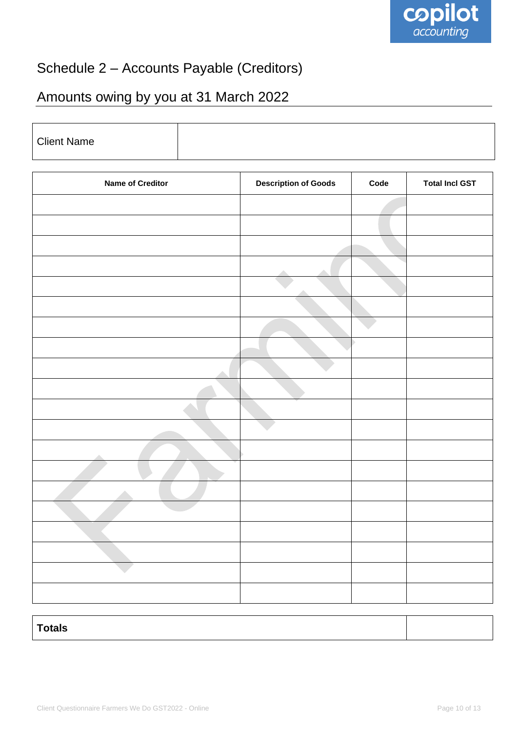# Schedule 2 – Accounts Payable (Creditors)

## Amounts owing by you at 31 March 2022

| Client Name | |
|---|---|

| Name of Creditor | Description of Goods | Code | Total Incl GST |
|---|---|---|---|
| | | | |
| | | | |
| | | | |
| | | | |
| | | | |
| | | | |
| | | | |
| | | | |
| | | | |
| | | | |
| | | | |
| | | | |
| | | | |
| | | | |
| | | | |
| | | | |
| | | | |
| | | | |
| | | | |
| | | | |

| **Totals** | |
|---|---|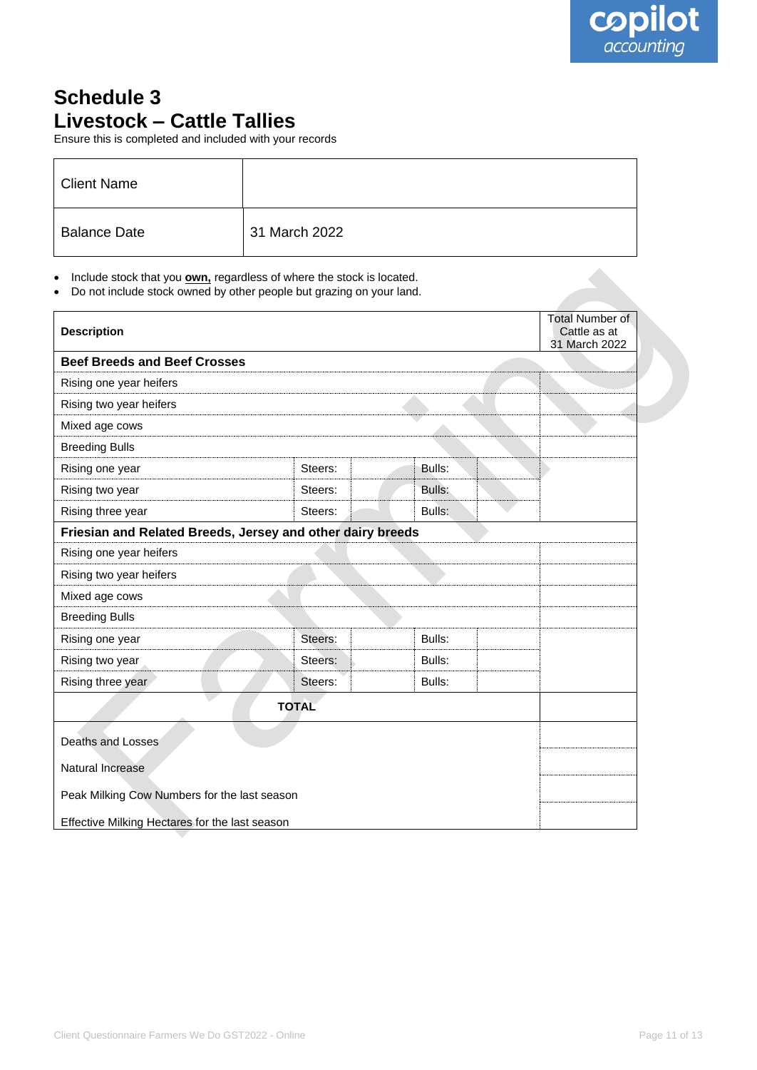# Schedule 3
# Livestock – Cattle Tallies

Ensure this is completed and included with your records

| Client Name | |
|---|---|
| Balance Date | 31 March 2022 |

- Include stock that you **own,** regardless of where the stock is located.
- Do not include stock owned by other people but grazing on your land.

| Description | | | | | Total Number of Cattle as at 31 March 2022 |
|---|---|---|---|---|---|
| **Beef Breeds and Beef Crosses** | | | | | |
| Rising one year heifers | | | | | |
| Rising two year heifers | | | | | |
| Mixed age cows | | | | | |
| Breeding Bulls | | | | | |
| Rising one year | Steers: | | Bulls: | | |
| Rising two year | Steers: | | Bulls: | | |
| Rising three year | Steers: | | Bulls: | | |
| **Friesian and Related Breeds, Jersey and other dairy breeds** | | | | | |
| Rising one year heifers | | | | | |
| Rising two year heifers | | | | | |
| Mixed age cows | | | | | |
| Breeding Bulls | | | | | |
| Rising one year | Steers: | | Bulls: | | |
| Rising two year | Steers: | | Bulls: | | |
| Rising three year | Steers: | | Bulls: | | |
| **TOTAL** | | | | | |
| Deaths and Losses | | | | | |
| Natural Increase | | | | | |
| Peak Milking Cow Numbers for the last season | | | | | |
| Effective Milking Hectares for the last season | | | | | |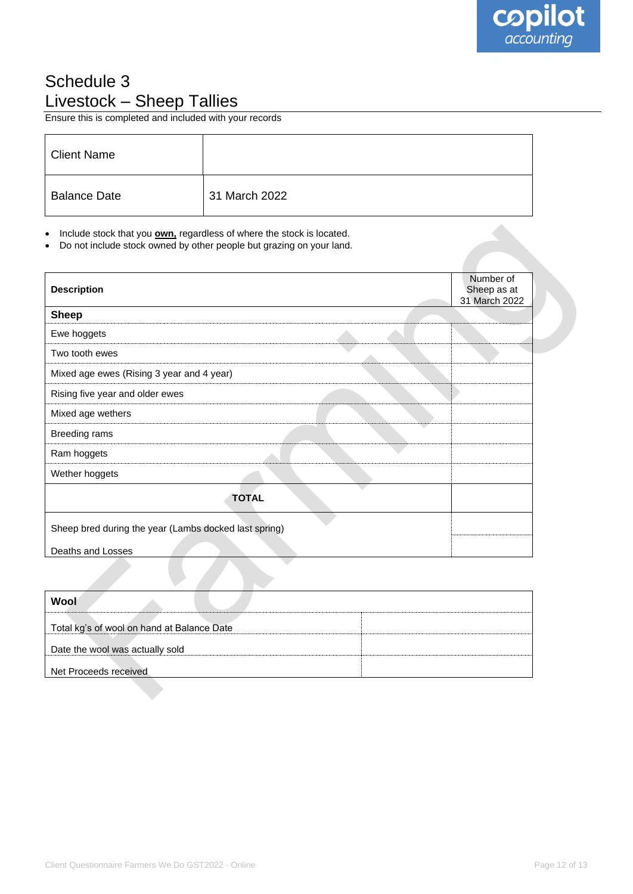# Schedule 3
## Livestock – Sheep Tallies

Ensure this is completed and included with your records

| Client Name | |
|---|---|
| Balance Date | 31 March 2022 |

- Include stock that you **own,** regardless of where the stock is located.
- Do not include stock owned by other people but grazing on your land.

| Description | Number of Sheep as at 31 March 2022 |
|---|---|
| **Sheep** | |
| Ewe hoggets | |
| Two tooth ewes | |
| Mixed age ewes (Rising 3 year and 4 year) | |
| Rising five year and older ewes | |
| Mixed age wethers | |
| Breeding rams | |
| Ram hoggets | |
| Wether hoggets | |
| **TOTAL** | |
| Sheep bred during the year (Lambs docked last spring) | |
| Deaths and Losses | |

| **Wool** | |
|---|---|
| Total kg's of wool on hand at Balance Date | |
| Date the wool was actually sold | |
| Net Proceeds received | |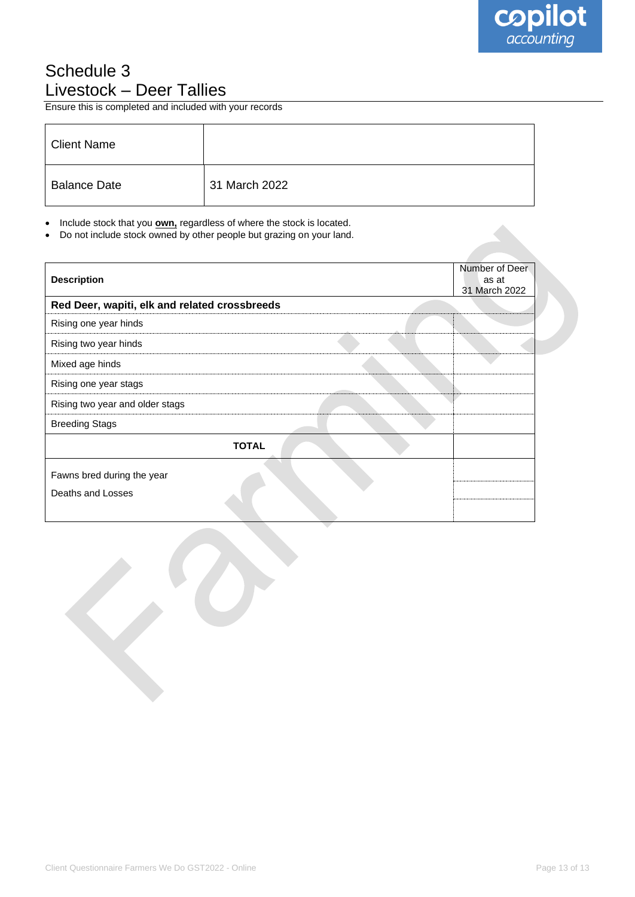# Schedule 3
# Livestock – Deer Tallies

Ensure this is completed and included with your records

| | |
|---|---|
| Client Name | |
| Balance Date | 31 March 2022 |

- Include stock that you **own,** regardless of where the stock is located.
- Do not include stock owned by other people but grazing on your land.

| **Description** | Number of Deer as at 31 March 2022 |
|---|---|
| **Red Deer, wapiti, elk and related crossbreeds** | |
| Rising one year hinds | |
| Rising two year hinds | |
| Mixed age hinds | |
| Rising one year stags | |
| Rising two year and older stags | |
| Breeding Stags | |
| **TOTAL** | |
| Fawns bred during the year | |
| Deaths and Losses | |
| | |